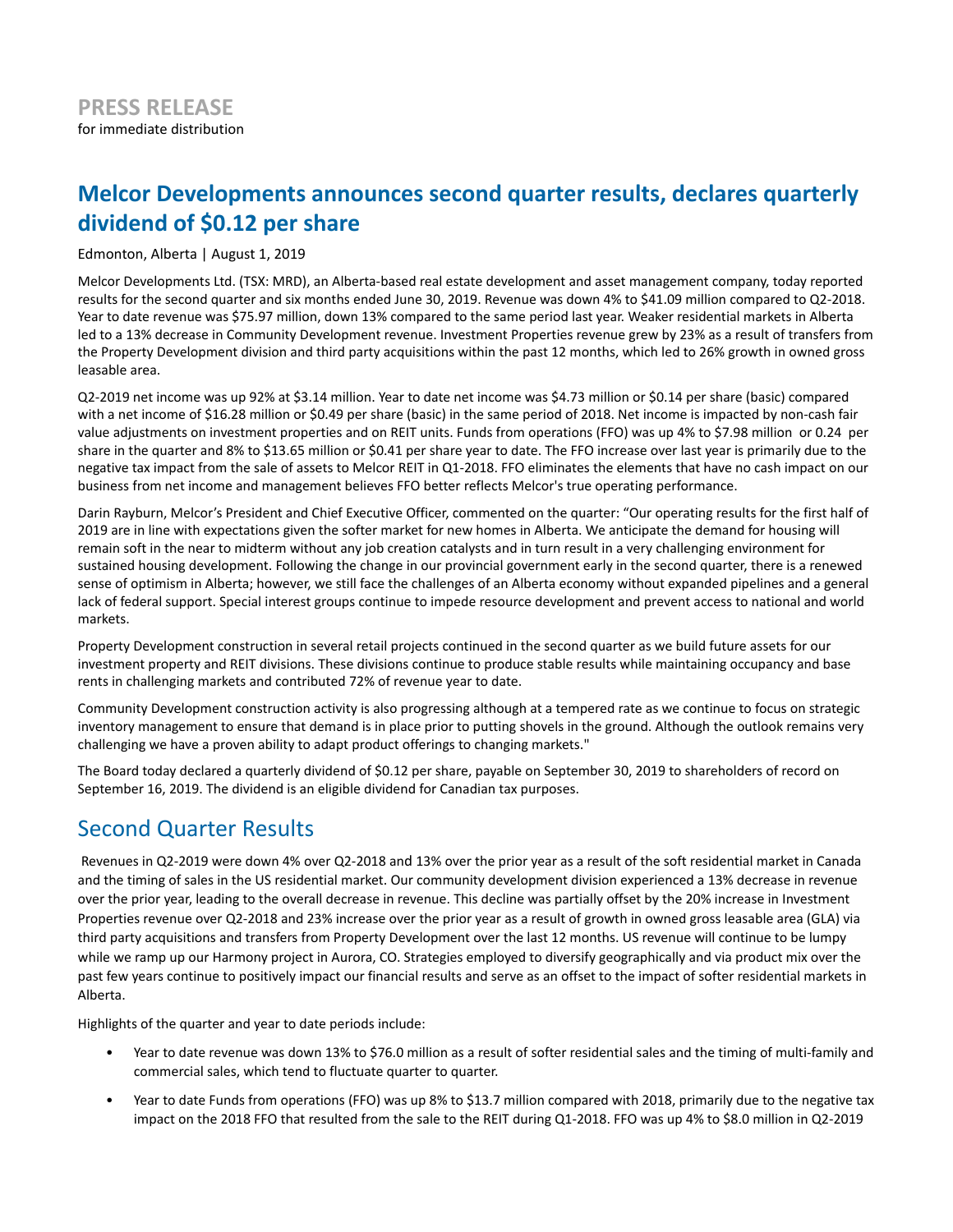**PRESS RELEASE**
for immediate distribution

# Melcor Developments announces second quarter results, declares quarterly dividend of $0.12 per share

Edmonton, Alberta | August 1, 2019

Melcor Developments Ltd. (TSX: MRD), an Alberta-based real estate development and asset management company, today reported results for the second quarter and six months ended June 30, 2019. Revenue was down 4% to $41.09 million compared to Q2-2018. Year to date revenue was $75.97 million, down 13% compared to the same period last year. Weaker residential markets in Alberta led to a 13% decrease in Community Development revenue. Investment Properties revenue grew by 23% as a result of transfers from the Property Development division and third party acquisitions within the past 12 months, which led to 26% growth in owned gross leasable area.

Q2-2019 net income was up 92% at $3.14 million. Year to date net income was $4.73 million or $0.14 per share (basic) compared with a net income of $16.28 million or $0.49 per share (basic) in the same period of 2018. Net income is impacted by non-cash fair value adjustments on investment properties and on REIT units. Funds from operations (FFO) was up 4% to $7.98 million or 0.24 per share in the quarter and 8% to $13.65 million or $0.41 per share year to date. The FFO increase over last year is primarily due to the negative tax impact from the sale of assets to Melcor REIT in Q1-2018. FFO eliminates the elements that have no cash impact on our business from net income and management believes FFO better reflects Melcor's true operating performance.

Darin Rayburn, Melcor's President and Chief Executive Officer, commented on the quarter: "Our operating results for the first half of 2019 are in line with expectations given the softer market for new homes in Alberta. We anticipate the demand for housing will remain soft in the near to midterm without any job creation catalysts and in turn result in a very challenging environment for sustained housing development. Following the change in our provincial government early in the second quarter, there is a renewed sense of optimism in Alberta; however, we still face the challenges of an Alberta economy without expanded pipelines and a general lack of federal support. Special interest groups continue to impede resource development and prevent access to national and world markets.

Property Development construction in several retail projects continued in the second quarter as we build future assets for our investment property and REIT divisions. These divisions continue to produce stable results while maintaining occupancy and base rents in challenging markets and contributed 72% of revenue year to date.

Community Development construction activity is also progressing although at a tempered rate as we continue to focus on strategic inventory management to ensure that demand is in place prior to putting shovels in the ground. Although the outlook remains very challenging we have a proven ability to adapt product offerings to changing markets."

The Board today declared a quarterly dividend of $0.12 per share, payable on September 30, 2019 to shareholders of record on September 16, 2019. The dividend is an eligible dividend for Canadian tax purposes.

## Second Quarter Results

Revenues in Q2-2019 were down 4% over Q2-2018 and 13% over the prior year as a result of the soft residential market in Canada and the timing of sales in the US residential market. Our community development division experienced a 13% decrease in revenue over the prior year, leading to the overall decrease in revenue. This decline was partially offset by the 20% increase in Investment Properties revenue over Q2-2018 and 23% increase over the prior year as a result of growth in owned gross leasable area (GLA) via third party acquisitions and transfers from Property Development over the last 12 months. US revenue will continue to be lumpy while we ramp up our Harmony project in Aurora, CO. Strategies employed to diversify geographically and via product mix over the past few years continue to positively impact our financial results and serve as an offset to the impact of softer residential markets in Alberta.

Highlights of the quarter and year to date periods include:

- Year to date revenue was down 13% to $76.0 million as a result of softer residential sales and the timing of multi-family and commercial sales, which tend to fluctuate quarter to quarter.
- Year to date Funds from operations (FFO) was up 8% to $13.7 million compared with 2018, primarily due to the negative tax impact on the 2018 FFO that resulted from the sale to the REIT during Q1-2018. FFO was up 4% to $8.0 million in Q2-2019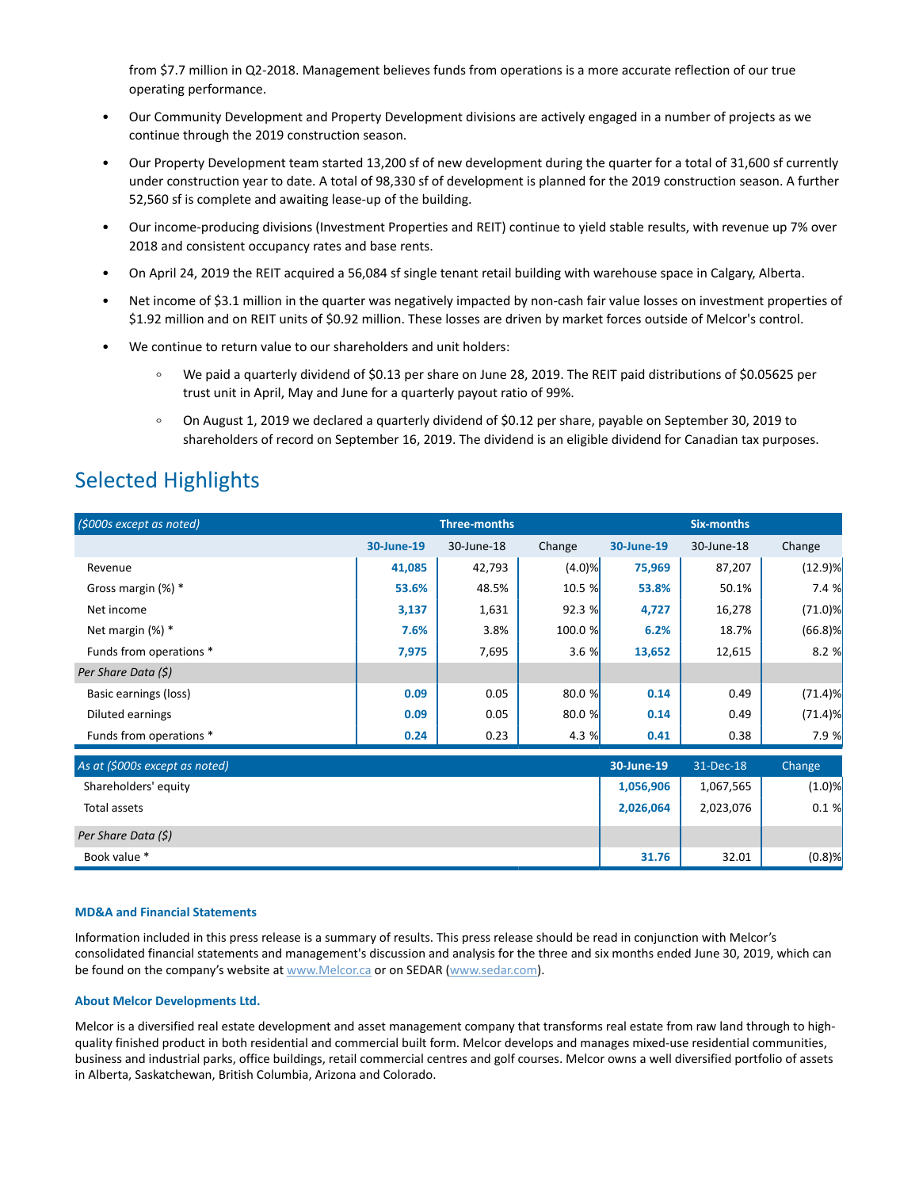from $7.7 million in Q2-2018. Management believes funds from operations is a more accurate reflection of our true operating performance.

- Our Community Development and Property Development divisions are actively engaged in a number of projects as we continue through the 2019 construction season.
- Our Property Development team started 13,200 sf of new development during the quarter for a total of 31,600 sf currently under construction year to date. A total of 98,330 sf of development is planned for the 2019 construction season. A further 52,560 sf is complete and awaiting lease-up of the building.
- Our income-producing divisions (Investment Properties and REIT) continue to yield stable results, with revenue up 7% over 2018 and consistent occupancy rates and base rents.
- On April 24, 2019 the REIT acquired a 56,084 sf single tenant retail building with warehouse space in Calgary, Alberta.
- Net income of $3.1 million in the quarter was negatively impacted by non-cash fair value losses on investment properties of $1.92 million and on REIT units of $0.92 million. These losses are driven by market forces outside of Melcor's control.
- We continue to return value to our shareholders and unit holders:
  - We paid a quarterly dividend of $0.13 per share on June 28, 2019. The REIT paid distributions of $0.05625 per trust unit in April, May and June for a quarterly payout ratio of 99%.
  - On August 1, 2019 we declared a quarterly dividend of $0.12 per share, payable on September 30, 2019 to shareholders of record on September 16, 2019. The dividend is an eligible dividend for Canadian tax purposes.

## Selected Highlights

| *($000s except as noted)* | Three-months | | | Six-months | | |
|---|---|---|---|---|---|---|
| | **30-June-19** | 30-June-18 | Change | **30-June-19** | 30-June-18 | Change |
| Revenue | **41,085** | 42,793 | (4.0)% | **75,969** | 87,207 | (12.9)% |
| Gross margin (%) * | **53.6%** | 48.5% | 10.5 % | **53.8%** | 50.1% | 7.4 % |
| Net income | **3,137** | 1,631 | 92.3 % | **4,727** | 16,278 | (71.0)% |
| Net margin (%) * | **7.6%** | 3.8% | 100.0 % | **6.2%** | 18.7% | (66.8)% |
| Funds from operations * | **7,975** | 7,695 | 3.6 % | **13,652** | 12,615 | 8.2 % |
| *Per Share Data ($)* | | | | | | |
| Basic earnings (loss) | **0.09** | 0.05 | 80.0 % | **0.14** | 0.49 | (71.4)% |
| Diluted earnings | **0.09** | 0.05 | 80.0 % | **0.14** | 0.49 | (71.4)% |
| Funds from operations * | **0.24** | 0.23 | 4.3 % | **0.41** | 0.38 | 7.9 % |

| *As at ($000s except as noted)* | **30-June-19** | 31-Dec-18 | Change |
|---|---|---|---|
| Shareholders' equity | **1,056,906** | 1,067,565 | (1.0)% |
| Total assets | **2,026,064** | 2,023,076 | 0.1 % |
| *Per Share Data ($)* | | | |
| Book value * | **31.76** | 32.01 | (0.8)% |

#### MD&A and Financial Statements

Information included in this press release is a summary of results. This press release should be read in conjunction with Melcor's consolidated financial statements and management's discussion and analysis for the three and six months ended June 30, 2019, which can be found on the company's website at www.Melcor.ca or on SEDAR (www.sedar.com).

#### About Melcor Developments Ltd.

Melcor is a diversified real estate development and asset management company that transforms real estate from raw land through to high-quality finished product in both residential and commercial built form. Melcor develops and manages mixed-use residential communities, business and industrial parks, office buildings, retail commercial centres and golf courses. Melcor owns a well diversified portfolio of assets in Alberta, Saskatchewan, British Columbia, Arizona and Colorado.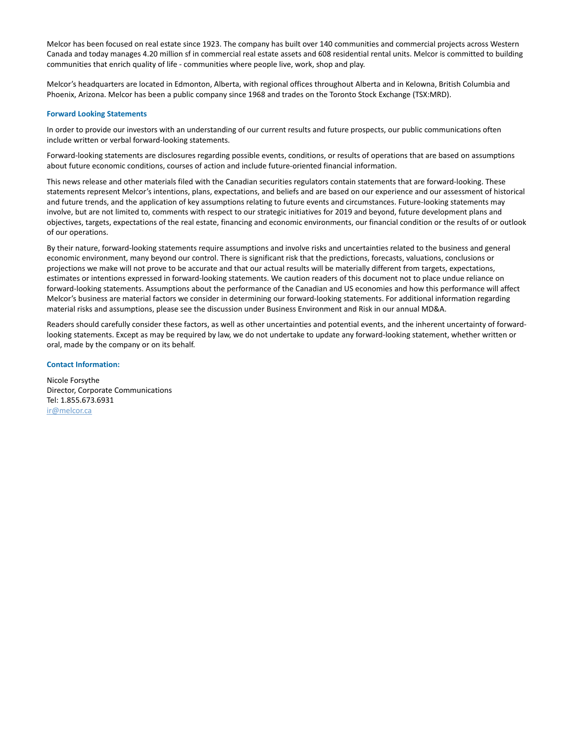Melcor has been focused on real estate since 1923. The company has built over 140 communities and commercial projects across Western Canada and today manages 4.20 million sf in commercial real estate assets and 608 residential rental units. Melcor is committed to building communities that enrich quality of life - communities where people live, work, shop and play.

Melcor's headquarters are located in Edmonton, Alberta, with regional offices throughout Alberta and in Kelowna, British Columbia and Phoenix, Arizona. Melcor has been a public company since 1968 and trades on the Toronto Stock Exchange (TSX:MRD).

### Forward Looking Statements

In order to provide our investors with an understanding of our current results and future prospects, our public communications often include written or verbal forward-looking statements.

Forward-looking statements are disclosures regarding possible events, conditions, or results of operations that are based on assumptions about future economic conditions, courses of action and include future-oriented financial information.

This news release and other materials filed with the Canadian securities regulators contain statements that are forward-looking. These statements represent Melcor's intentions, plans, expectations, and beliefs and are based on our experience and our assessment of historical and future trends, and the application of key assumptions relating to future events and circumstances. Future-looking statements may involve, but are not limited to, comments with respect to our strategic initiatives for 2019 and beyond, future development plans and objectives, targets, expectations of the real estate, financing and economic environments, our financial condition or the results of or outlook of our operations.

By their nature, forward-looking statements require assumptions and involve risks and uncertainties related to the business and general economic environment, many beyond our control. There is significant risk that the predictions, forecasts, valuations, conclusions or projections we make will not prove to be accurate and that our actual results will be materially different from targets, expectations, estimates or intentions expressed in forward-looking statements. We caution readers of this document not to place undue reliance on forward-looking statements. Assumptions about the performance of the Canadian and US economies and how this performance will affect Melcor's business are material factors we consider in determining our forward-looking statements. For additional information regarding material risks and assumptions, please see the discussion under Business Environment and Risk in our annual MD&A.

Readers should carefully consider these factors, as well as other uncertainties and potential events, and the inherent uncertainty of forward-looking statements. Except as may be required by law, we do not undertake to update any forward-looking statement, whether written or oral, made by the company or on its behalf.

### Contact Information:

Nicole Forsythe
Director, Corporate Communications
Tel: 1.855.673.6931
ir@melcor.ca